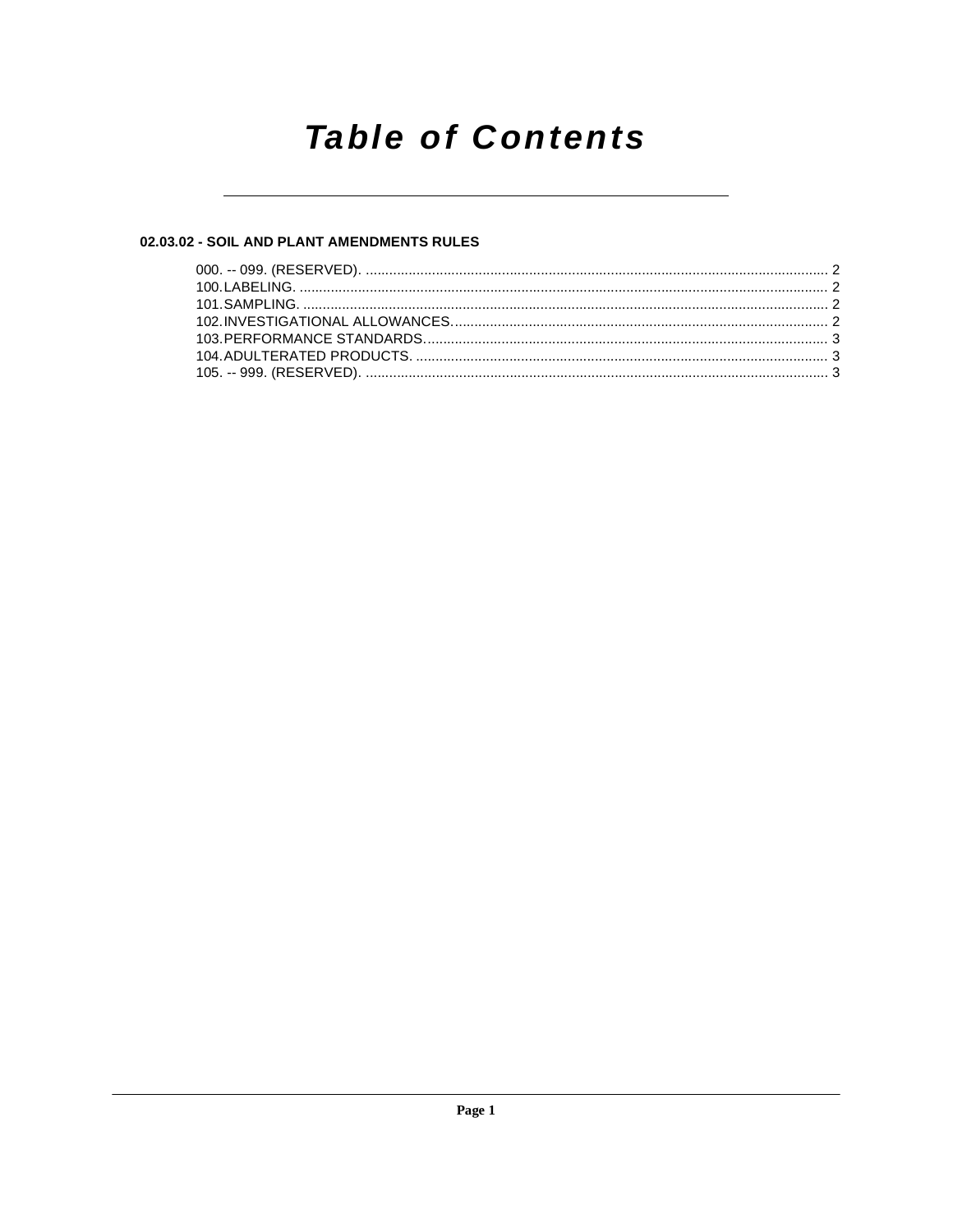# Table of Contents

## 02.03.02 - SOIL AND PLANT AMENDMENTS RULES

000. -- 099. (RESERVED). .......... 2
100. LABELING. .......... 2
101. SAMPLING. .......... 2
102. INVESTIGATIONAL ALLOWANCES. .......... 2
103. PERFORMANCE STANDARDS. .......... 3
104. ADULTERATED PRODUCTS. .......... 3
105. -- 999. (RESERVED). .......... 3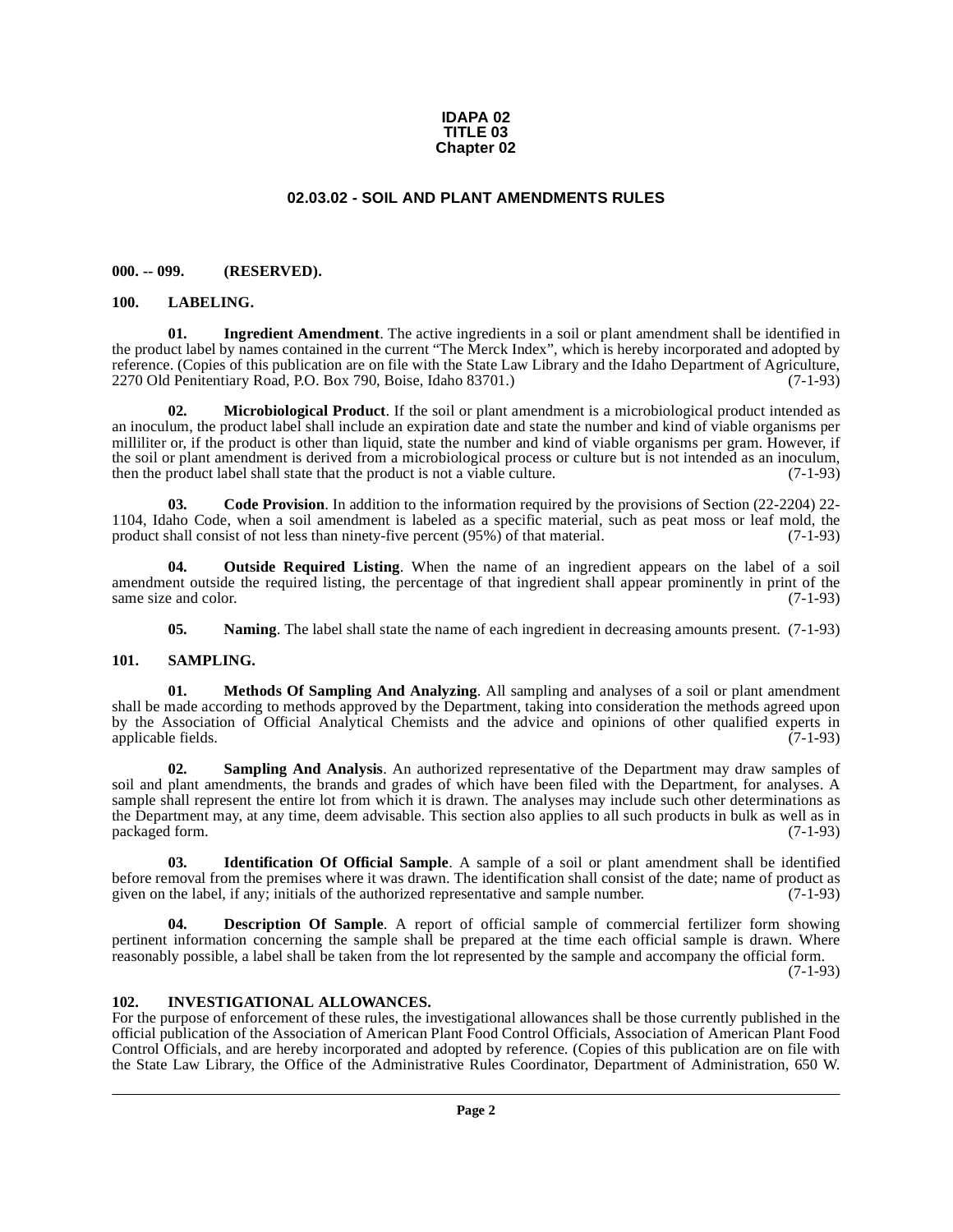**IDAPA 02**
**TITLE 03**
**Chapter 02**

# 02.03.02 - SOIL AND PLANT AMENDMENTS RULES

**000. -- 099. (RESERVED).**

**100. LABELING.**

**01. Ingredient Amendment**. The active ingredients in a soil or plant amendment shall be identified in the product label by names contained in the current "The Merck Index", which is hereby incorporated and adopted by reference. (Copies of this publication are on file with the State Law Library and the Idaho Department of Agriculture, 2270 Old Penitentiary Road, P.O. Box 790, Boise, Idaho 83701.) (7-1-93)

**02. Microbiological Product**. If the soil or plant amendment is a microbiological product intended as an inoculum, the product label shall include an expiration date and state the number and kind of viable organisms per milliliter or, if the product is other than liquid, state the number and kind of viable organisms per gram. However, if the soil or plant amendment is derived from a microbiological process or culture but is not intended as an inoculum, then the product label shall state that the product is not a viable culture. (7-1-93)

**03. Code Provision**. In addition to the information required by the provisions of Section (22-2204) 22-1104, Idaho Code, when a soil amendment is labeled as a specific material, such as peat moss or leaf mold, the product shall consist of not less than ninety-five percent (95%) of that material. (7-1-93)

**04. Outside Required Listing**. When the name of an ingredient appears on the label of a soil amendment outside the required listing, the percentage of that ingredient shall appear prominently in print of the same size and color. (7-1-93)

**05. Naming**. The label shall state the name of each ingredient in decreasing amounts present. (7-1-93)

**101. SAMPLING.**

**01. Methods Of Sampling And Analyzing**. All sampling and analyses of a soil or plant amendment shall be made according to methods approved by the Department, taking into consideration the methods agreed upon by the Association of Official Analytical Chemists and the advice and opinions of other qualified experts in applicable fields. (7-1-93)

**02. Sampling And Analysis**. An authorized representative of the Department may draw samples of soil and plant amendments, the brands and grades of which have been filed with the Department, for analyses. A sample shall represent the entire lot from which it is drawn. The analyses may include such other determinations as the Department may, at any time, deem advisable. This section also applies to all such products in bulk as well as in packaged form. (7-1-93)

**03. Identification Of Official Sample**. A sample of a soil or plant amendment shall be identified before removal from the premises where it was drawn. The identification shall consist of the date; name of product as given on the label, if any; initials of the authorized representative and sample number. (7-1-93)

**04. Description Of Sample**. A report of official sample of commercial fertilizer form showing pertinent information concerning the sample shall be prepared at the time each official sample is drawn. Where reasonably possible, a label shall be taken from the lot represented by the sample and accompany the official form. (7-1-93)

**102. INVESTIGATIONAL ALLOWANCES.**

For the purpose of enforcement of these rules, the investigational allowances shall be those currently published in the official publication of the Association of American Plant Food Control Officials, Association of American Plant Food Control Officials, and are hereby incorporated and adopted by reference. (Copies of this publication are on file with the State Law Library, the Office of the Administrative Rules Coordinator, Department of Administration, 650 W.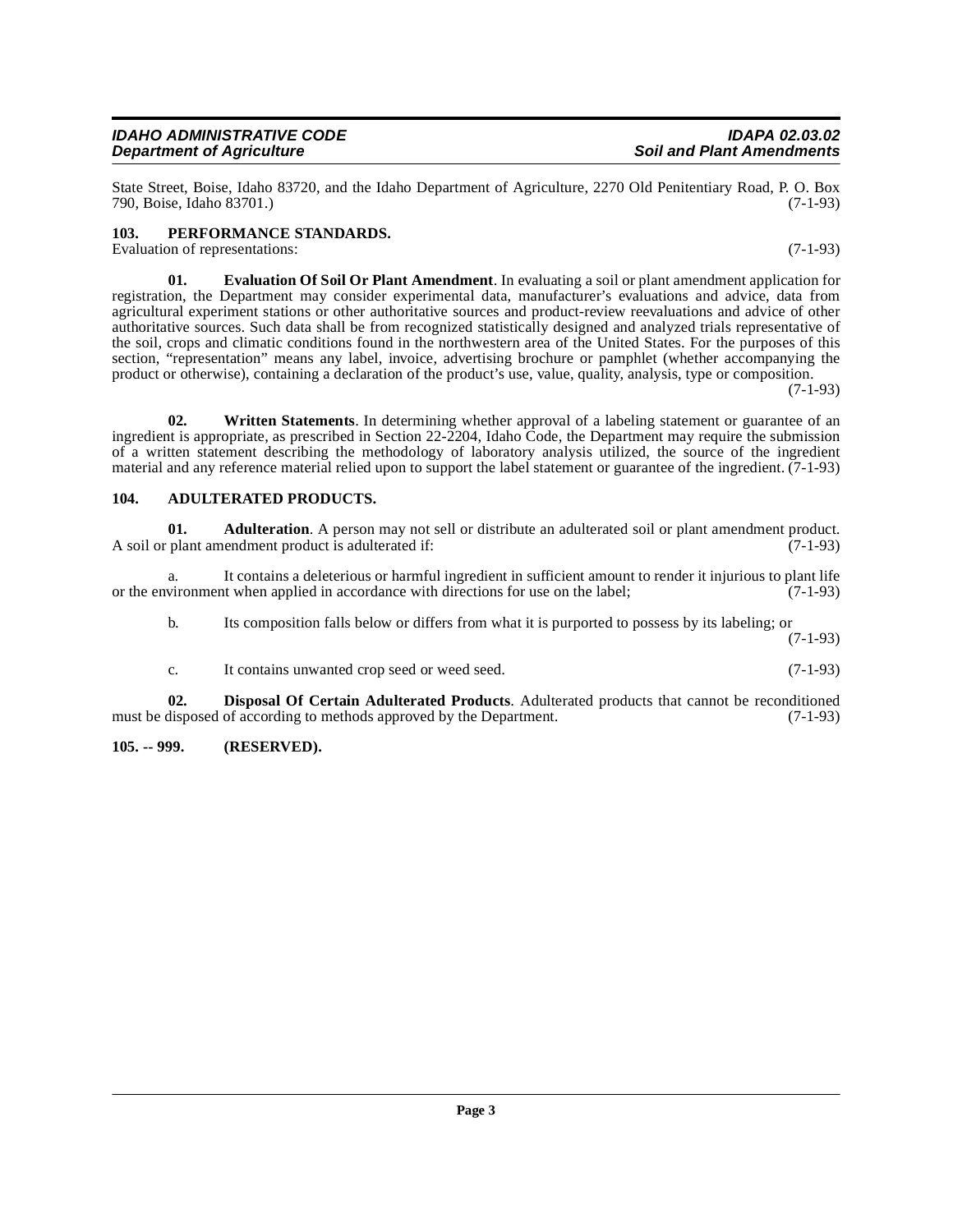State Street, Boise, Idaho 83720, and the Idaho Department of Agriculture, 2270 Old Penitentiary Road, P. O. Box 790, Boise, Idaho 83701.) (7-1-93)

### 103. PERFORMANCE STANDARDS.

Evaluation of representations: (7-1-93)

**01. Evaluation Of Soil Or Plant Amendment**. In evaluating a soil or plant amendment application for registration, the Department may consider experimental data, manufacturer's evaluations and advice, data from agricultural experiment stations or other authoritative sources and product-review reevaluations and advice of other authoritative sources. Such data shall be from recognized statistically designed and analyzed trials representative of the soil, crops and climatic conditions found in the northwestern area of the United States. For the purposes of this section, "representation" means any label, invoice, advertising brochure or pamphlet (whether accompanying the product or otherwise), containing a declaration of the product's use, value, quality, analysis, type or composition. (7-1-93)

**02. Written Statements**. In determining whether approval of a labeling statement or guarantee of an ingredient is appropriate, as prescribed in Section 22-2204, Idaho Code, the Department may require the submission of a written statement describing the methodology of laboratory analysis utilized, the source of the ingredient material and any reference material relied upon to support the label statement or guarantee of the ingredient. (7-1-93)

### 104. ADULTERATED PRODUCTS.

**01. Adulteration**. A person may not sell or distribute an adulterated soil or plant amendment product. A soil or plant amendment product is adulterated if: (7-1-93)

a. It contains a deleterious or harmful ingredient in sufficient amount to render it injurious to plant life or the environment when applied in accordance with directions for use on the label; (7-1-93)

b. Its composition falls below or differs from what it is purported to possess by its labeling; or (7-1-93)

c. It contains unwanted crop seed or weed seed. (7-1-93)

**02. Disposal Of Certain Adulterated Products**. Adulterated products that cannot be reconditioned must be disposed of according to methods approved by the Department. (7-1-93)

### 105. -- 999. (RESERVED).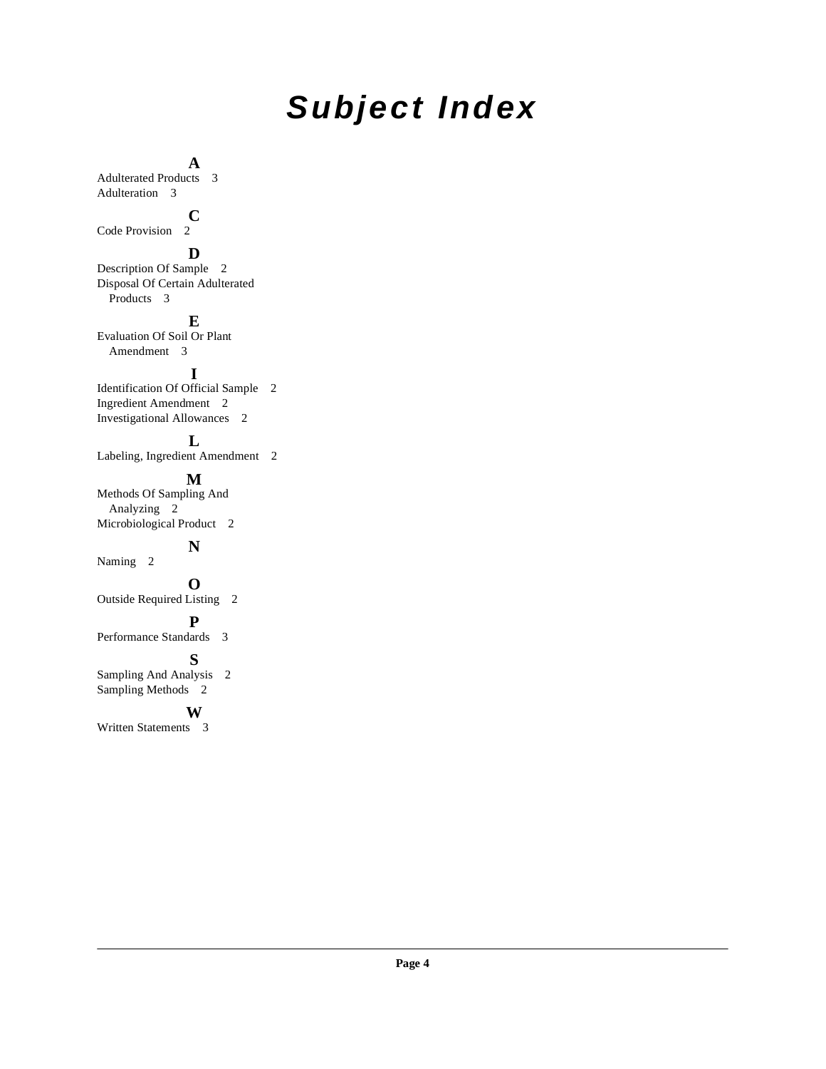# *Subject Index*

**A**

Adulterated Products 3
Adulteration 3

**C**

Code Provision 2

**D**

Description Of Sample 2
Disposal Of Certain Adulterated Products 3

**E**

Evaluation Of Soil Or Plant Amendment 3

**I**

Identification Of Official Sample 2
Ingredient Amendment 2
Investigational Allowances 2

**L**

Labeling, Ingredient Amendment 2

**M**

Methods Of Sampling And Analyzing 2
Microbiological Product 2

**N**

Naming 2

**O**

Outside Required Listing 2

**P**

Performance Standards 3

**S**

Sampling And Analysis 2
Sampling Methods 2

**W**

Written Statements 3